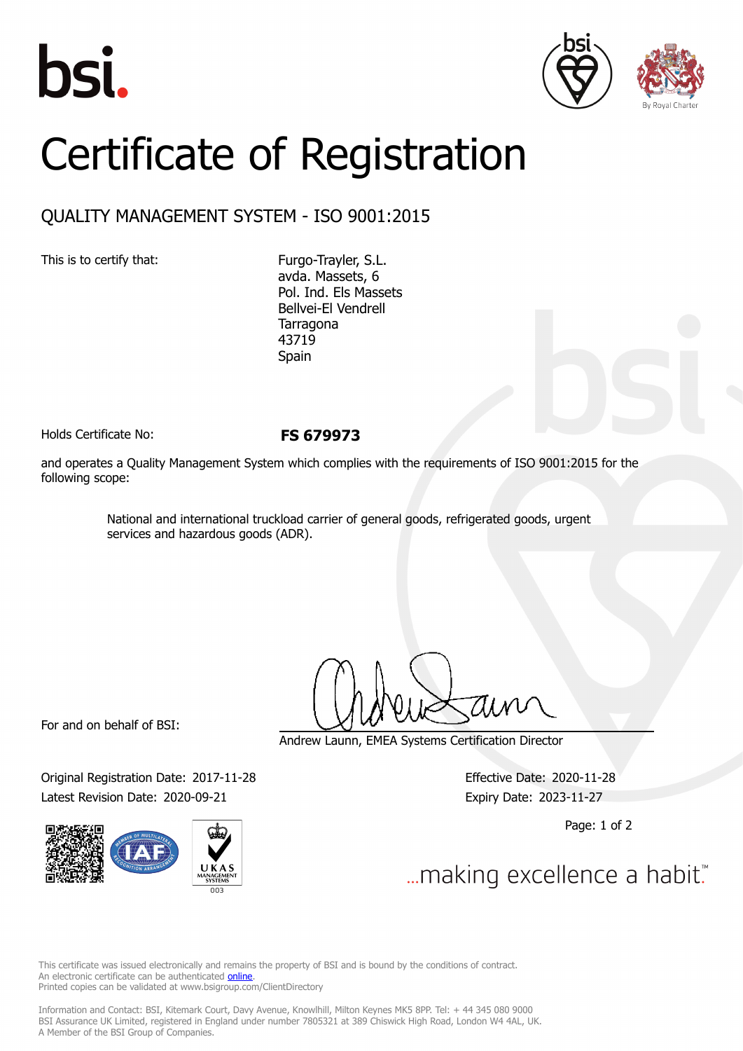# Certificate of Registration

## QUALITY MANAGEMENT SYSTEM - ISO 9001:2015

This is to certify that:

Furgo-Trayler, S.L.
avda. Massets, 6
Pol. Ind. Els Massets
Bellvei-El Vendrell
Tarragona
43719
Spain

Holds Certificate No: **FS 679973**

and operates a Quality Management System which complies with the requirements of ISO 9001:2015 for the following scope:

National and international truckload carrier of general goods, refrigerated goods, urgent services and hazardous goods (ADR).

For and on behalf of BSI:

Andrew Launn, EMEA Systems Certification Director

Original Registration Date: 2017-11-28
Latest Revision Date: 2020-09-21

Effective Date: 2020-11-28
Expiry Date: 2023-11-27

...making excellence a habit.™

This certificate was issued electronically and remains the property of BSI and is bound by the conditions of contract.
An electronic certificate can be authenticated online.
Printed copies can be validated at www.bsigroup.com/ClientDirectory

Information and Contact: BSI, Kitemark Court, Davy Avenue, Knowlhill, Milton Keynes MK5 8PP. Tel: + 44 345 080 9000
BSI Assurance UK Limited, registered in England under number 7805321 at 389 Chiswick High Road, London W4 4AL, UK.
A Member of the BSI Group of Companies.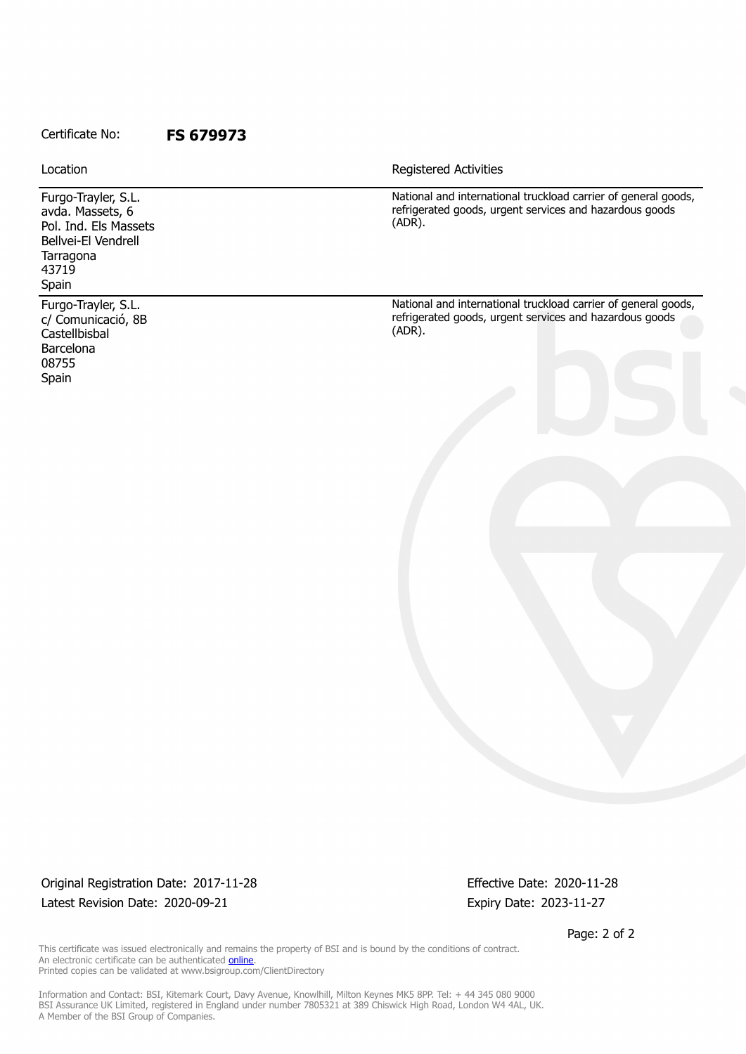Certificate No: **FS 679973**

| Location | Registered Activities |
| --- | --- |
| Furgo-Trayler, S.L.<br>avda. Massets, 6<br>Pol. Ind. Els Massets<br>Bellvei-El Vendrell<br>Tarragona<br>43719<br>Spain | National and international truckload carrier of general goods, refrigerated goods, urgent services and hazardous goods (ADR). |
| Furgo-Trayler, S.L.<br>c/ Comunicació, 8B<br>Castellbisbal<br>Barcelona<br>08755<br>Spain | National and international truckload carrier of general goods, refrigerated goods, urgent services and hazardous goods (ADR). |

Original Registration Date: 2017-11-28

Latest Revision Date: 2020-09-21

Effective Date: 2020-11-28

Expiry Date: 2023-11-27

This certificate was issued electronically and remains the property of BSI and is bound by the conditions of contract.
An electronic certificate can be authenticated online.
Printed copies can be validated at www.bsigroup.com/ClientDirectory

Information and Contact: BSI, Kitemark Court, Davy Avenue, Knowlhill, Milton Keynes MK5 8PP. Tel: + 44 345 080 9000
BSI Assurance UK Limited, registered in England under number 7805321 at 389 Chiswick High Road, London W4 4AL, UK.
A Member of the BSI Group of Companies.